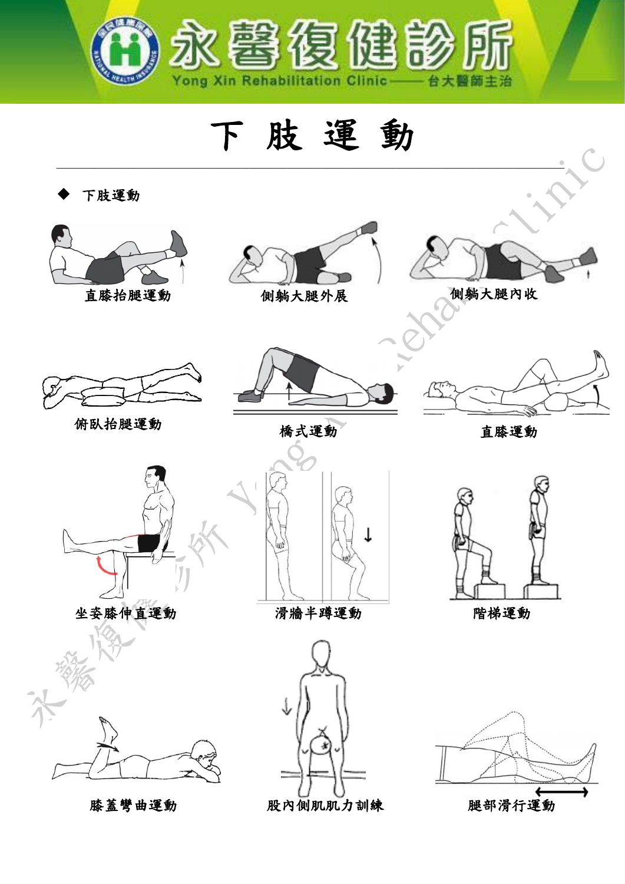# 下 肢 運 動

- 下肢運動

直膝抬腿運動

側躺大腿外展

側躺大腿內收

俯臥抬腿運動

橋式運動

直膝運動

坐姿膝伸直運動

滑牆半蹲運動

階梯運動

膝蓋彎曲運動

股內側肌肌力訓練

腿部滑行運動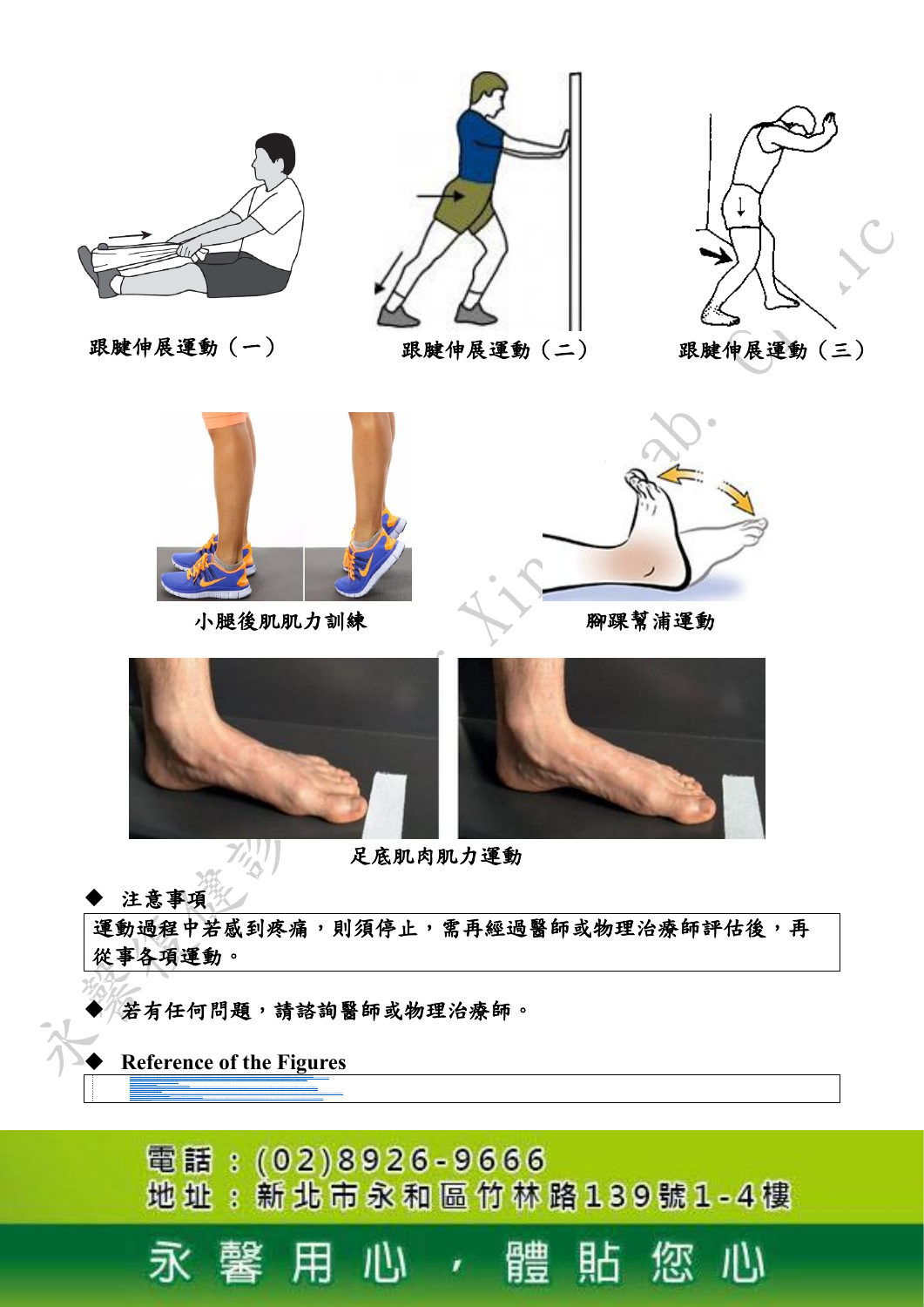跟腱伸展運動（一）

跟腱伸展運動（二）

跟腱伸展運動（三）

小腿後肌肌力訓練

腳踝幫浦運動

足底肌肉肌力運動

◆ 注意事項

運動過程中若感到疼痛，則須停止，需再經過醫師或物理治療師評估後，再從事各項運動。

◆ 若有任何問題，請諮詢醫師或物理治療師。

◆ **Reference of the Figures**

電話：(02)8926-9666

地址：新北市永和區竹林路139號1-4樓

永馨用心，體貼您心